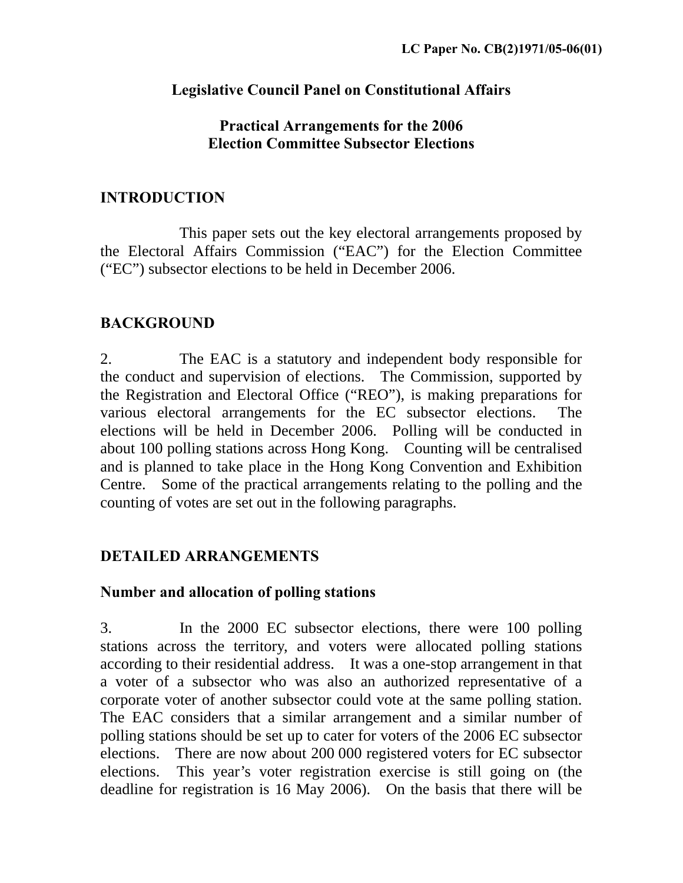LC Paper No. CB(2)1971/05-06(01)

# Legislative Council Panel on Constitutional Affairs

## Practical Arrangements for the 2006 Election Committee Subsector Elections

## INTRODUCTION

This paper sets out the key electoral arrangements proposed by the Electoral Affairs Commission ("EAC") for the Election Committee ("EC") subsector elections to be held in December 2006.

## BACKGROUND

2. The EAC is a statutory and independent body responsible for the conduct and supervision of elections. The Commission, supported by the Registration and Electoral Office ("REO"), is making preparations for various electoral arrangements for the EC subsector elections. The elections will be held in December 2006. Polling will be conducted in about 100 polling stations across Hong Kong. Counting will be centralised and is planned to take place in the Hong Kong Convention and Exhibition Centre. Some of the practical arrangements relating to the polling and the counting of votes are set out in the following paragraphs.

## DETAILED ARRANGEMENTS

### Number and allocation of polling stations

3. In the 2000 EC subsector elections, there were 100 polling stations across the territory, and voters were allocated polling stations according to their residential address. It was a one-stop arrangement in that a voter of a subsector who was also an authorized representative of a corporate voter of another subsector could vote at the same polling station. The EAC considers that a similar arrangement and a similar number of polling stations should be set up to cater for voters of the 2006 EC subsector elections. There are now about 200 000 registered voters for EC subsector elections. This year's voter registration exercise is still going on (the deadline for registration is 16 May 2006). On the basis that there will be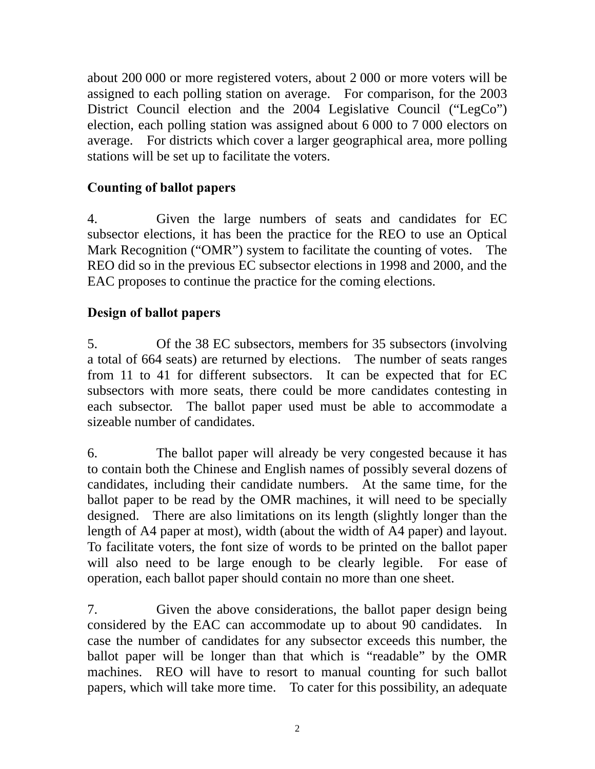about 200 000 or more registered voters, about 2 000 or more voters will be assigned to each polling station on average. For comparison, for the 2003 District Council election and the 2004 Legislative Council ("LegCo") election, each polling station was assigned about 6 000 to 7 000 electors on average. For districts which cover a larger geographical area, more polling stations will be set up to facilitate the voters.

**Counting of ballot papers**

4. Given the large numbers of seats and candidates for EC subsector elections, it has been the practice for the REO to use an Optical Mark Recognition ("OMR") system to facilitate the counting of votes. The REO did so in the previous EC subsector elections in 1998 and 2000, and the EAC proposes to continue the practice for the coming elections.

**Design of ballot papers**

5. Of the 38 EC subsectors, members for 35 subsectors (involving a total of 664 seats) are returned by elections. The number of seats ranges from 11 to 41 for different subsectors. It can be expected that for EC subsectors with more seats, there could be more candidates contesting in each subsector. The ballot paper used must be able to accommodate a sizeable number of candidates.

6. The ballot paper will already be very congested because it has to contain both the Chinese and English names of possibly several dozens of candidates, including their candidate numbers. At the same time, for the ballot paper to be read by the OMR machines, it will need to be specially designed. There are also limitations on its length (slightly longer than the length of A4 paper at most), width (about the width of A4 paper) and layout. To facilitate voters, the font size of words to be printed on the ballot paper will also need to be large enough to be clearly legible. For ease of operation, each ballot paper should contain no more than one sheet.

7. Given the above considerations, the ballot paper design being considered by the EAC can accommodate up to about 90 candidates. In case the number of candidates for any subsector exceeds this number, the ballot paper will be longer than that which is "readable" by the OMR machines. REO will have to resort to manual counting for such ballot papers, which will take more time. To cater for this possibility, an adequate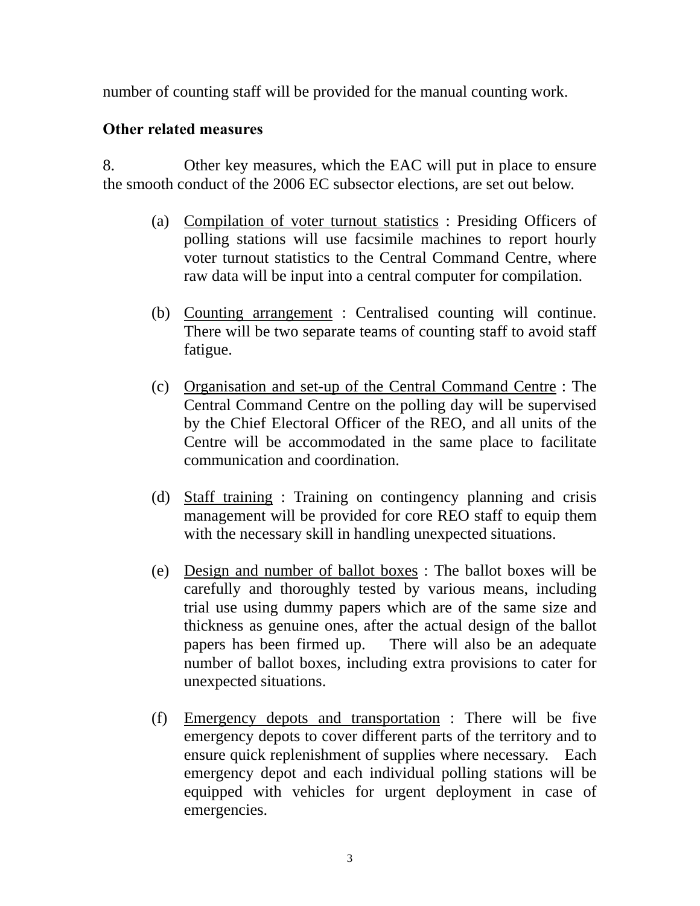number of counting staff will be provided for the manual counting work.

**Other related measures**

8. Other key measures, which the EAC will put in place to ensure the smooth conduct of the 2006 EC subsector elections, are set out below.

(a) Compilation of voter turnout statistics : Presiding Officers of polling stations will use facsimile machines to report hourly voter turnout statistics to the Central Command Centre, where raw data will be input into a central computer for compilation.

(b) Counting arrangement : Centralised counting will continue. There will be two separate teams of counting staff to avoid staff fatigue.

(c) Organisation and set-up of the Central Command Centre : The Central Command Centre on the polling day will be supervised by the Chief Electoral Officer of the REO, and all units of the Centre will be accommodated in the same place to facilitate communication and coordination.

(d) Staff training : Training on contingency planning and crisis management will be provided for core REO staff to equip them with the necessary skill in handling unexpected situations.

(e) Design and number of ballot boxes : The ballot boxes will be carefully and thoroughly tested by various means, including trial use using dummy papers which are of the same size and thickness as genuine ones, after the actual design of the ballot papers has been firmed up. There will also be an adequate number of ballot boxes, including extra provisions to cater for unexpected situations.

(f) Emergency depots and transportation : There will be five emergency depots to cover different parts of the territory and to ensure quick replenishment of supplies where necessary. Each emergency depot and each individual polling stations will be equipped with vehicles for urgent deployment in case of emergencies.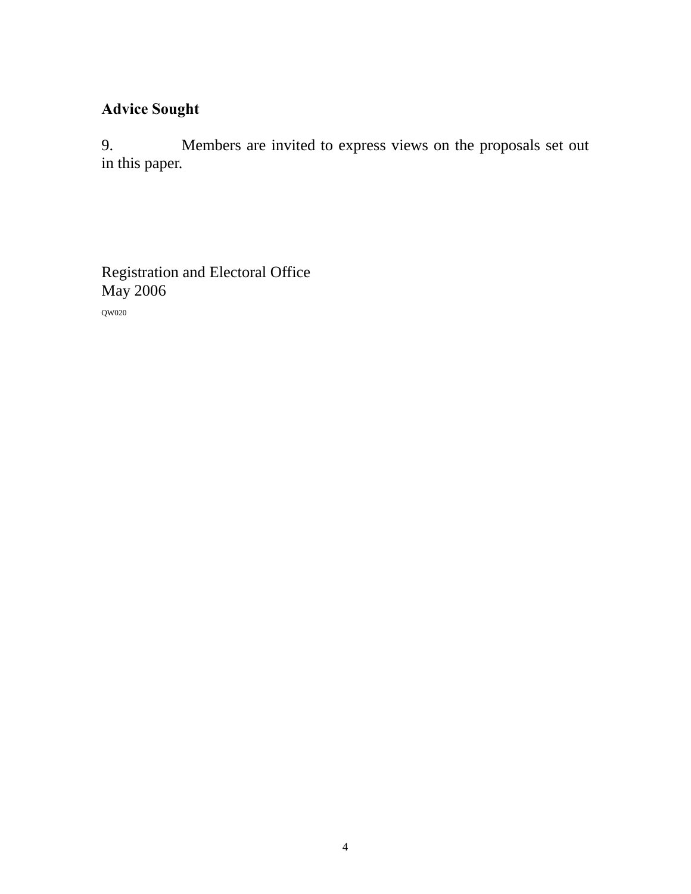## Advice Sought

9. Members are invited to express views on the proposals set out in this paper.

Registration and Electoral Office
May 2006

QW020